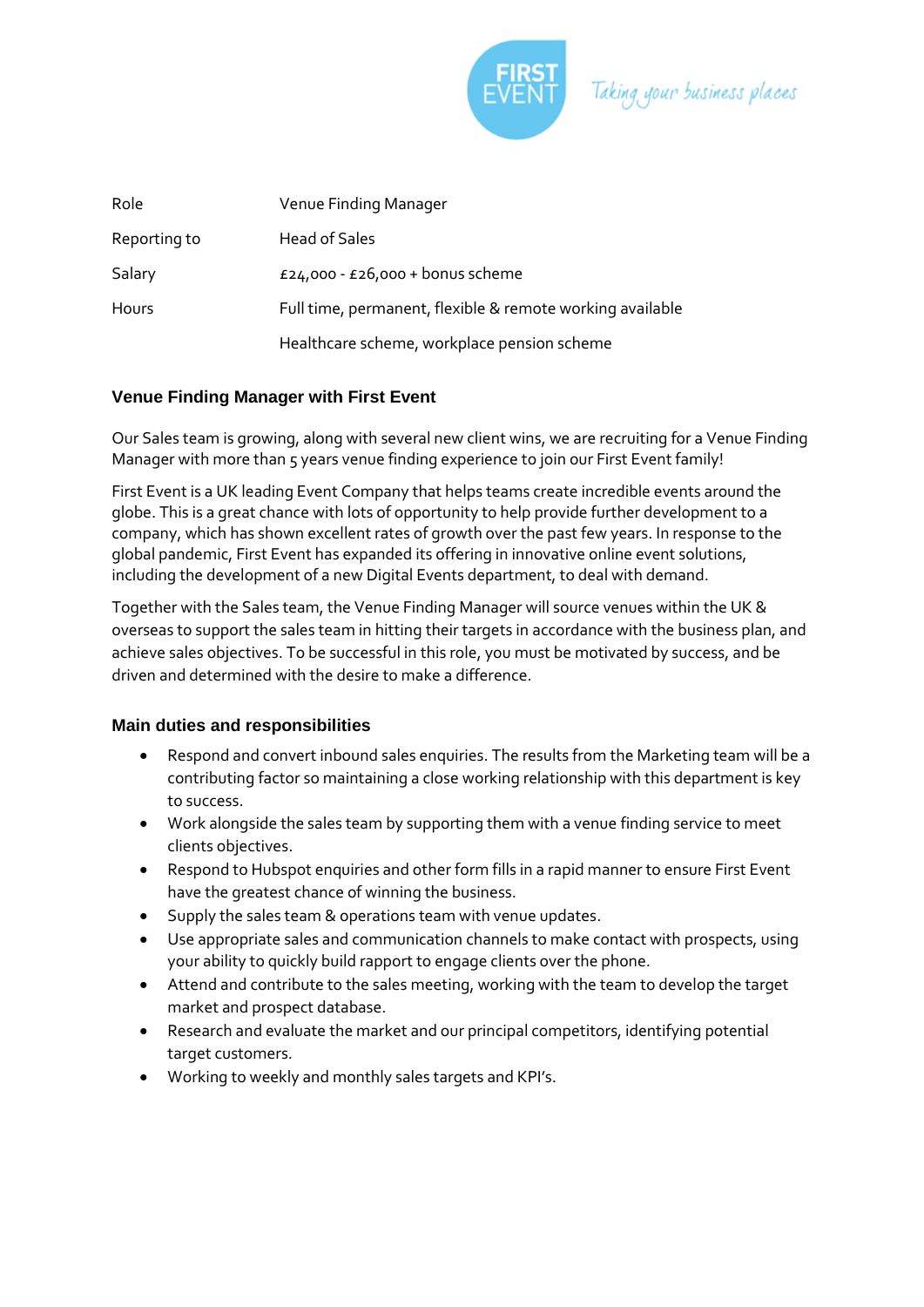FIRST EVENT Taking your business places

| | |
|---|---|
| Role | Venue Finding Manager |
| Reporting to | Head of Sales |
| Salary | £24,000 - £26,000 + bonus scheme |
| Hours | Full time, permanent, flexible & remote working available |
| | Healthcare scheme, workplace pension scheme |

### Venue Finding Manager with First Event

Our Sales team is growing, along with several new client wins, we are recruiting for a Venue Finding Manager with more than 5 years venue finding experience to join our First Event family!

First Event is a UK leading Event Company that helps teams create incredible events around the globe. This is a great chance with lots of opportunity to help provide further development to a company, which has shown excellent rates of growth over the past few years. In response to the global pandemic, First Event has expanded its offering in innovative online event solutions, including the development of a new Digital Events department, to deal with demand.

Together with the Sales team, the Venue Finding Manager will source venues within the UK & overseas to support the sales team in hitting their targets in accordance with the business plan, and achieve sales objectives. To be successful in this role, you must be motivated by success, and be driven and determined with the desire to make a difference.

### Main duties and responsibilities

- Respond and convert inbound sales enquiries. The results from the Marketing team will be a contributing factor so maintaining a close working relationship with this department is key to success.
- Work alongside the sales team by supporting them with a venue finding service to meet clients objectives.
- Respond to Hubspot enquiries and other form fills in a rapid manner to ensure First Event have the greatest chance of winning the business.
- Supply the sales team & operations team with venue updates.
- Use appropriate sales and communication channels to make contact with prospects, using your ability to quickly build rapport to engage clients over the phone.
- Attend and contribute to the sales meeting, working with the team to develop the target market and prospect database.
- Research and evaluate the market and our principal competitors, identifying potential target customers.
- Working to weekly and monthly sales targets and KPI's.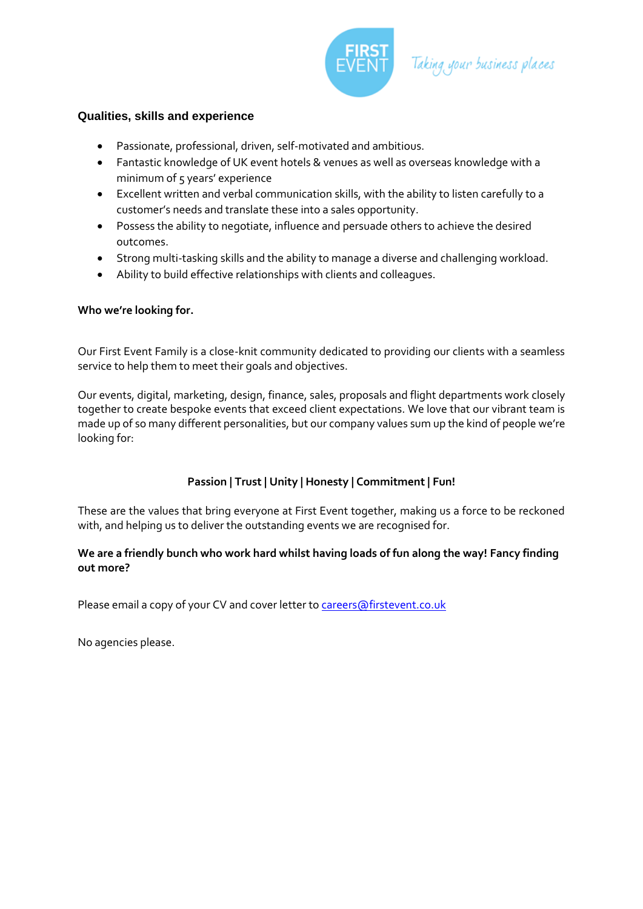### Qualities, skills and experience

- Passionate, professional, driven, self-motivated and ambitious.
- Fantastic knowledge of UK event hotels & venues as well as overseas knowledge with a minimum of 5 years' experience
- Excellent written and verbal communication skills, with the ability to listen carefully to a customer's needs and translate these into a sales opportunity.
- Possess the ability to negotiate, influence and persuade others to achieve the desired outcomes.
- Strong multi-tasking skills and the ability to manage a diverse and challenging workload.
- Ability to build effective relationships with clients and colleagues.

**Who we're looking for.**

Our First Event Family is a close-knit community dedicated to providing our clients with a seamless service to help them to meet their goals and objectives.

Our events, digital, marketing, design, finance, sales, proposals and flight departments work closely together to create bespoke events that exceed client expectations. We love that our vibrant team is made up of so many different personalities, but our company values sum up the kind of people we're looking for:

**Passion | Trust | Unity | Honesty | Commitment | Fun!**

These are the values that bring everyone at First Event together, making us a force to be reckoned with, and helping us to deliver the outstanding events we are recognised for.

**We are a friendly bunch who work hard whilst having loads of fun along the way! Fancy finding out more?**

Please email a copy of your CV and cover letter to careers@firstevent.co.uk

No agencies please.